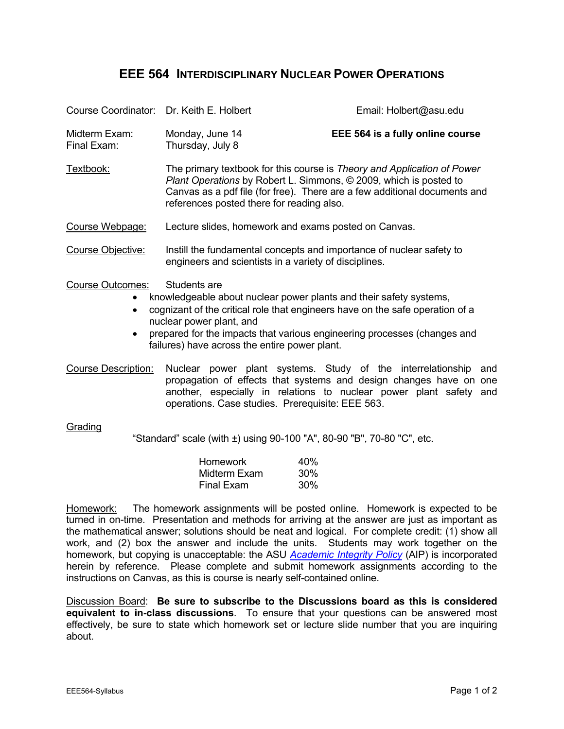# EEE 564 Interdisciplinary Nuclear Power Operations

Course Coordinator: Dr. Keith E. Holbert — Email: Holbert@asu.edu

Midterm Exam: Monday, June 14
Final Exam: Thursday, July 8

**EEE 564 is a fully online course**

Textbook: The primary textbook for this course is *Theory and Application of Power Plant Operations* by Robert L. Simmons, © 2009, which is posted to Canvas as a pdf file (for free). There are a few additional documents and references posted there for reading also.

Course Webpage: Lecture slides, homework and exams posted on Canvas.

Course Objective: Instill the fundamental concepts and importance of nuclear safety to engineers and scientists in a variety of disciplines.

Course Outcomes: Students are

- knowledgeable about nuclear power plants and their safety systems,
- cognizant of the critical role that engineers have on the safe operation of a nuclear power plant, and
- prepared for the impacts that various engineering processes (changes and failures) have across the entire power plant.

Course Description: Nuclear power plant systems. Study of the interrelationship and propagation of effects that systems and design changes have on one another, especially in relations to nuclear power plant safety and operations. Case studies. Prerequisite: EEE 563.

Grading

"Standard" scale (with ±) using 90-100 "A", 80-90 "B", 70-80 "C", etc.

| Component | Weight |
| --- | --- |
| Homework | 40% |
| Midterm Exam | 30% |
| Final Exam | 30% |

Homework: The homework assignments will be posted online. Homework is expected to be turned in on-time. Presentation and methods for arriving at the answer are just as important as the mathematical answer; solutions should be neat and logical. For complete credit: (1) show all work, and (2) box the answer and include the units. Students may work together on the homework, but copying is unacceptable: the ASU *Academic Integrity Policy* (AIP) is incorporated herein by reference. Please complete and submit homework assignments according to the instructions on Canvas, as this is course is nearly self-contained online.

Discussion Board: **Be sure to subscribe to the Discussions board as this is considered equivalent to in-class discussions**. To ensure that your questions can be answered most effectively, be sure to state which homework set or lecture slide number that you are inquiring about.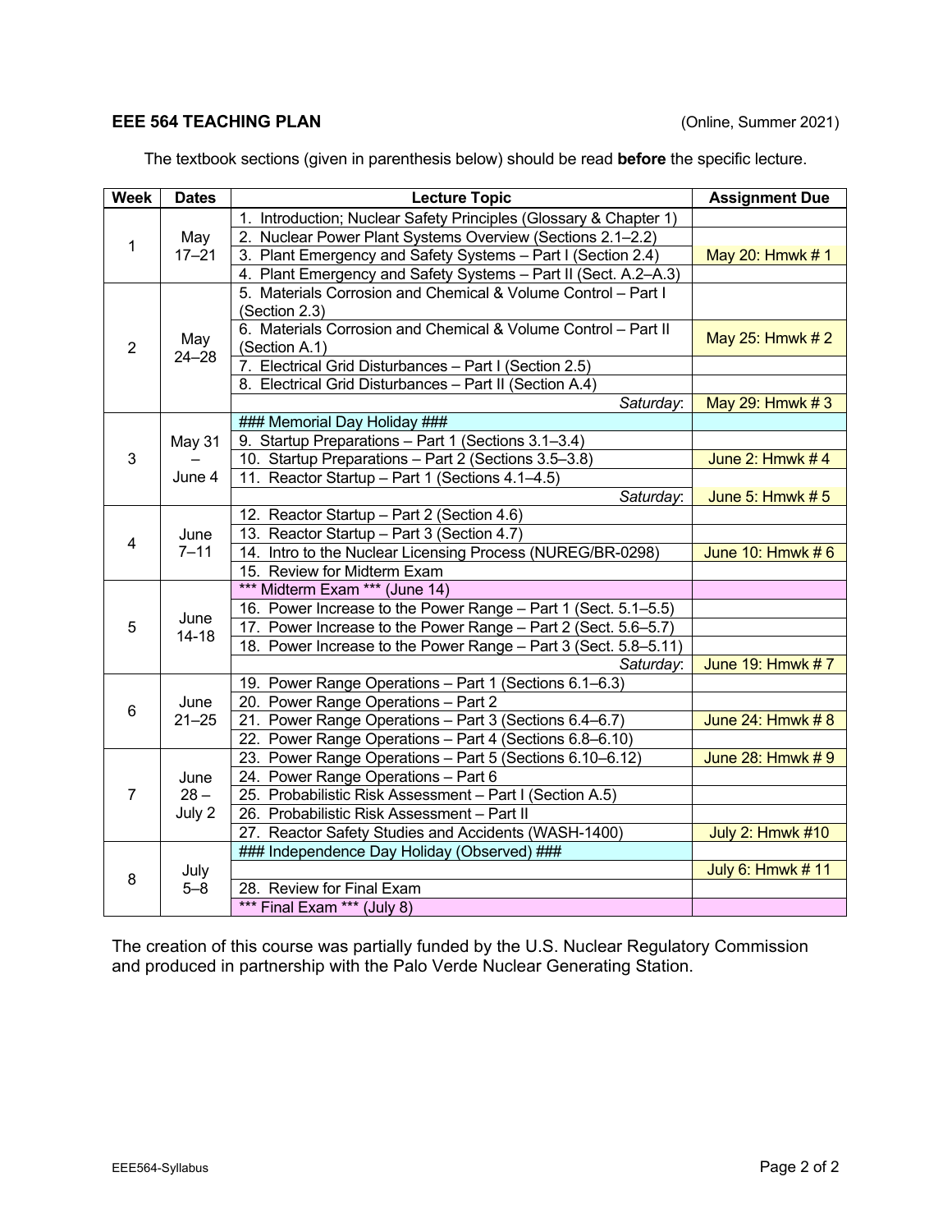**EEE 564 TEACHING PLAN** (Online, Summer 2021)

The textbook sections (given in parenthesis below) should be read **before** the specific lecture.

| Week | Dates | Lecture Topic | Assignment Due |
|---|---|---|---|
| 1 | May 17–21 | 1. Introduction; Nuclear Safety Principles (Glossary & Chapter 1) | |
| | | 2. Nuclear Power Plant Systems Overview (Sections 2.1–2.2) | |
| | | 3. Plant Emergency and Safety Systems – Part I (Section 2.4) | May 20: Hmwk # 1 |
| | | 4. Plant Emergency and Safety Systems – Part II (Sect. A.2–A.3) | |
| 2 | May 24–28 | 5. Materials Corrosion and Chemical & Volume Control – Part I (Section 2.3) | |
| | | 6. Materials Corrosion and Chemical & Volume Control – Part II (Section A.1) | May 25: Hmwk # 2 |
| | | 7. Electrical Grid Disturbances – Part I (Section 2.5) | |
| | | 8. Electrical Grid Disturbances – Part II (Section A.4) | |
| | | *Saturday*: | May 29: Hmwk # 3 |
| 3 | May 31 – June 4 | ### Memorial Day Holiday ### | |
| | | 9. Startup Preparations – Part 1 (Sections 3.1–3.4) | |
| | | 10. Startup Preparations – Part 2 (Sections 3.5–3.8) | June 2: Hmwk # 4 |
| | | 11. Reactor Startup – Part 1 (Sections 4.1–4.5) | |
| | | *Saturday*: | June 5: Hmwk # 5 |
| 4 | June 7–11 | 12. Reactor Startup – Part 2 (Section 4.6) | |
| | | 13. Reactor Startup – Part 3 (Section 4.7) | |
| | | 14. Intro to the Nuclear Licensing Process (NUREG/BR-0298) | June 10: Hmwk # 6 |
| | | 15. Review for Midterm Exam | |
| 5 | June 14-18 | *** Midterm Exam *** (June 14) | |
| | | 16. Power Increase to the Power Range – Part 1 (Sect. 5.1–5.5) | |
| | | 17. Power Increase to the Power Range – Part 2 (Sect. 5.6–5.7) | |
| | | 18. Power Increase to the Power Range – Part 3 (Sect. 5.8–5.11) | |
| | | *Saturday*: | June 19: Hmwk # 7 |
| 6 | June 21–25 | 19. Power Range Operations – Part 1 (Sections 6.1–6.3) | |
| | | 20. Power Range Operations – Part 2 | |
| | | 21. Power Range Operations – Part 3 (Sections 6.4–6.7) | June 24: Hmwk # 8 |
| | | 22. Power Range Operations – Part 4 (Sections 6.8–6.10) | |
| 7 | June 28 – July 2 | 23. Power Range Operations – Part 5 (Sections 6.10–6.12) | June 28: Hmwk # 9 |
| | | 24. Power Range Operations – Part 6 | |
| | | 25. Probabilistic Risk Assessment – Part I (Section A.5) | |
| | | 26. Probabilistic Risk Assessment – Part II | |
| | | 27. Reactor Safety Studies and Accidents (WASH-1400) | July 2: Hmwk #10 |
| 8 | July 5–8 | ### Independence Day Holiday (Observed) ### | |
| | | | July 6: Hmwk # 11 |
| | | 28. Review for Final Exam | |
| | | *** Final Exam *** (July 8) | |

The creation of this course was partially funded by the U.S. Nuclear Regulatory Commission and produced in partnership with the Palo Verde Nuclear Generating Station.